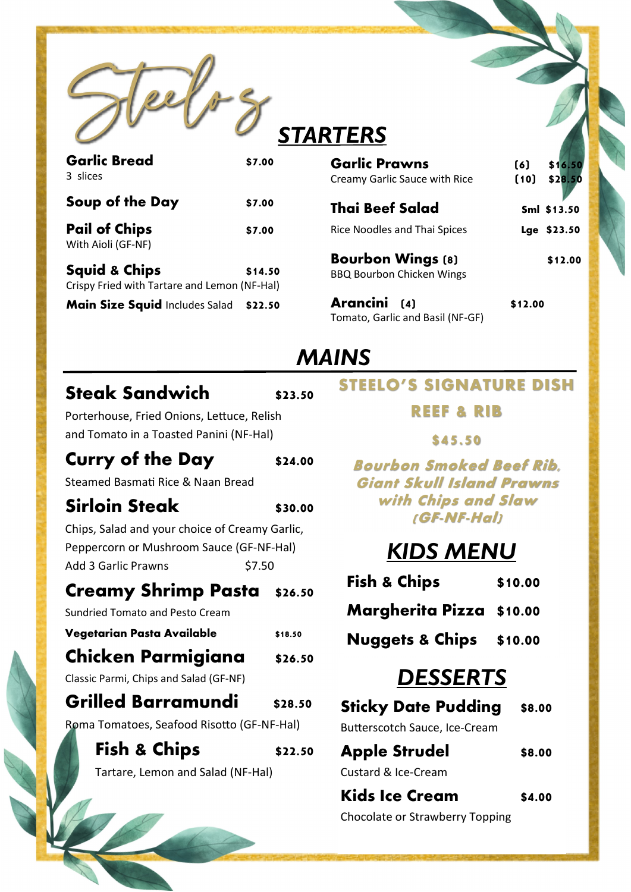# Steelo's

## STARTERS

**Garlic Bread** $7.00
3 slices

**Soup of the Day** $7.00

**Pail of Chips** $7.00
With Aioli (GF-NF)

**Squid & Chips** $14.50
Crispy Fried with Tartare and Lemon (NF-Hal)

**Main Size Squid** Includes Salad $22.50

**Garlic Prawns** (6) $16.50 (10) $28.50
Creamy Garlic Sauce with Rice

**Thai Beef Salad** Sml $13.50 Lge $23.50
Rice Noodles and Thai Spices

**Bourbon Wings (8)** $12.00
BBQ Bourbon Chicken Wings

**Arancini (4)** $12.00
Tomato, Garlic and Basil (NF-GF)

## MAINS

**Steak Sandwich** $23.50
Porterhouse, Fried Onions, Lettuce, Relish and Tomato in a Toasted Panini (NF-Hal)

**Curry of the Day** $24.00
Steamed Basmati Rice & Naan Bread

**Sirloin Steak** $30.00
Chips, Salad and your choice of Creamy Garlic, Peppercorn or Mushroom Sauce (GF-NF-Hal)
Add 3 Garlic Prawns $7.50

**Creamy Shrimp Pasta** $26.50
Sundried Tomato and Pesto Cream
**Vegetarian Pasta Available** $18.50

**Chicken Parmigiana** $26.50
Classic Parmi, Chips and Salad (GF-NF)

**Grilled Barramundi** $28.50
Roma Tomatoes, Seafood Risotto (GF-NF-Hal)

**Fish & Chips** $22.50
Tartare, Lemon and Salad (NF-Hal)

### STEELO'S SIGNATURE DISH

**REEF & RIB**

**$45.50**

*Bourbon Smoked Beef Rib, Giant Skull Island Prawns with Chips and Slaw (GF-NF-Hal)*

## KIDS MENU

**Fish & Chips** $10.00

**Margherita Pizza** $10.00

**Nuggets & Chips** $10.00

## DESSERTS

**Sticky Date Pudding** $8.00
Butterscotch Sauce, Ice-Cream

**Apple Strudel** $8.00
Custard & Ice-Cream

**Kids Ice Cream** $4.00
Chocolate or Strawberry Topping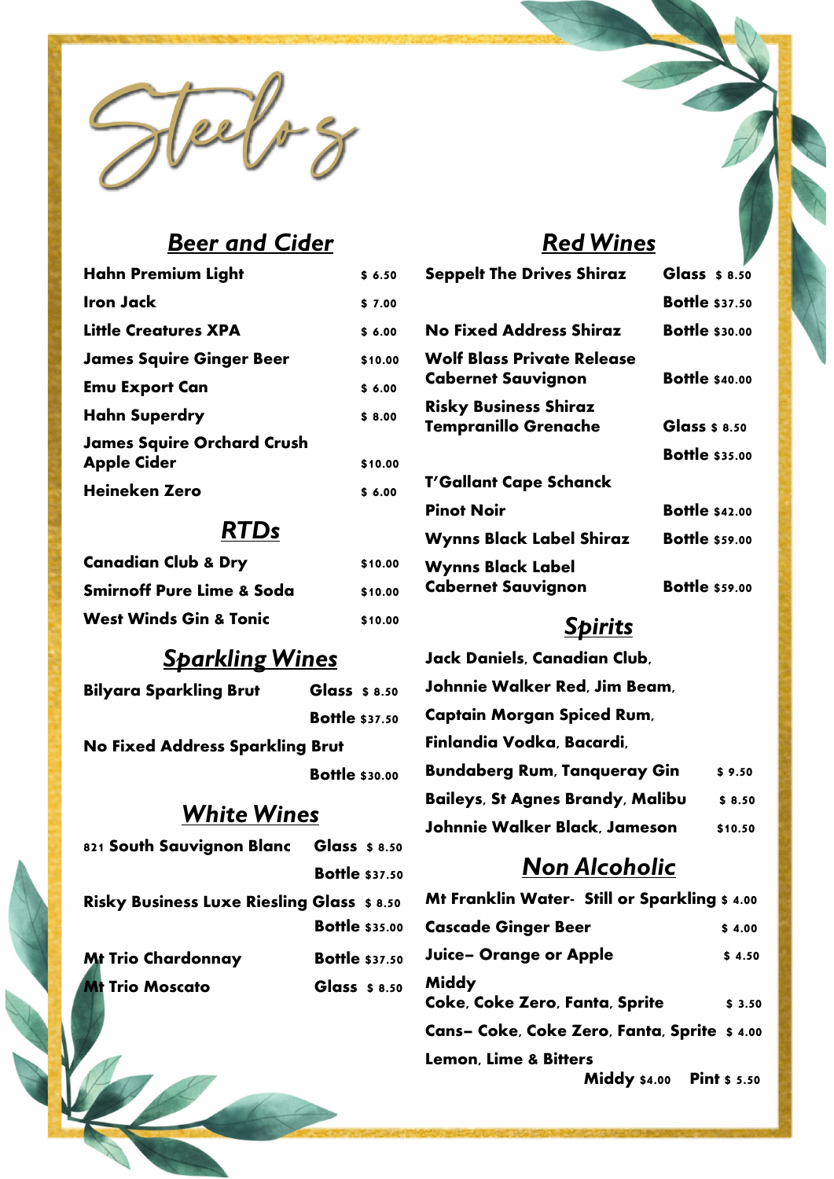# Steelo's

## Beer and Cider

| | |
|---|---|
| **Hahn Premium Light** | $ 6.50 |
| **Iron Jack** | $ 7.00 |
| **Little Creatures XPA** | $ 6.00 |
| **James Squire Ginger Beer** | $10.00 |
| **Emu Export Can** | $ 6.00 |
| **Hahn Superdry** | $ 8.00 |
| **James Squire Orchard Crush Apple Cider** | $10.00 |
| **Heineken Zero** | $ 6.00 |

## RTDs

| | |
|---|---|
| **Canadian Club & Dry** | $10.00 |
| **Smirnoff Pure Lime & Soda** | $10.00 |
| **West Winds Gin & Tonic** | $10.00 |

## Sparkling Wines

| | | |
|---|---|---|
| **Bilyara Sparkling Brut** | **Glass** $ 8.50 | **Bottle** $37.50 |
| **No Fixed Address Sparkling Brut** | | **Bottle** $30.00 |

## White Wines

| | | |
|---|---|---|
| 821 **South Sauvignon Blanc** | **Glass** $ 8.50 | **Bottle** $37.50 |
| **Risky Business Luxe Riesling** | **Glass** $ 8.50 | **Bottle** $35.00 |
| **Mt Trio Chardonnay** | | **Bottle** $37.50 |
| **Mt Trio Moscato** | **Glass** $ 8.50 | |

## Red Wines

| | | |
|---|---|---|
| **Seppelt The Drives Shiraz** | **Glass** $ 8.50 | **Bottle** $37.50 |
| **No Fixed Address Shiraz** | | **Bottle** $30.00 |
| **Wolf Blass Private Release Cabernet Sauvignon** | | **Bottle** $40.00 |
| **Risky Business Shiraz Tempranillo Grenache** | **Glass** $ 8.50 | **Bottle** $35.00 |
| **T'Gallant Cape Schanck Pinot Noir** | | **Bottle** $42.00 |
| **Wynns Black Label Shiraz** | | **Bottle** $59.00 |
| **Wynns Black Label Cabernet Sauvignon** | | **Bottle** $59.00 |

## Spirits

| | |
|---|---|
| **Jack Daniels, Canadian Club, Johnnie Walker Red, Jim Beam, Captain Morgan Spiced Rum, Finlandia Vodka, Bacardi, Bundaberg Rum, Tanqueray Gin** | $ 9.50 |
| **Baileys, St Agnes Brandy, Malibu** | $ 8.50 |
| **Johnnie Walker Black, Jameson** | $10.50 |

## Non Alcoholic

| | |
|---|---|
| **Mt Franklin Water- Still or Sparkling** | $ 4.00 |
| **Cascade Ginger Beer** | $ 4.00 |
| **Juice– Orange or Apple** | $ 4.50 |
| **Middy Coke, Coke Zero, Fanta, Sprite** | $ 3.50 |
| **Cans– Coke, Coke Zero, Fanta, Sprite** | $ 4.00 |
| **Lemon, Lime & Bitters** | **Middy** $4.00 **Pint** $ 5.50 |